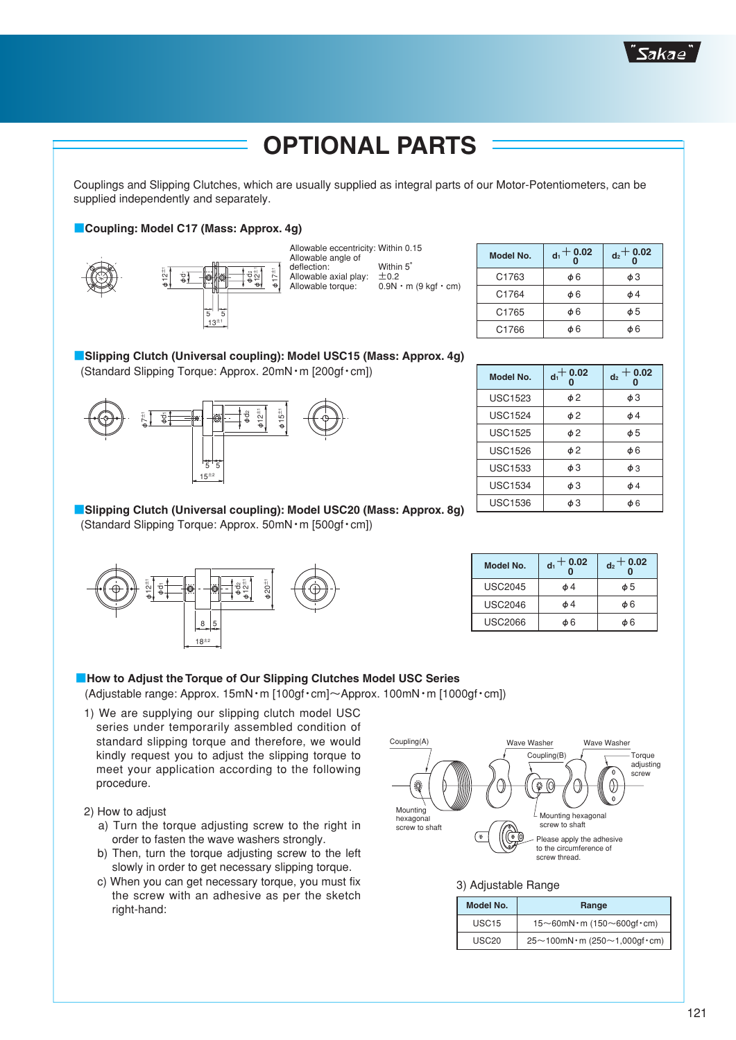# OPTIONAL PARTS

Couplings and Slipping Clutches, which are usually supplied as integral parts of our Motor-Potentiometers, can be supplied independently and separately.

## ■Coupling: Model C17 (Mass: Approx. 4g)

Allowable eccentricity: Within 0.15
Allowable angle of deflection: Within 5˚
Allowable axial play: ±0.2
Allowable torque: 0.9N・m (9 kgf・cm)

| Model No. | $d_1$ $^{+0.02}_{0}$ | $d_2$ $^{+0.02}_{0}$ |
|---|---|---|
| C1763 | φ6 | φ3 |
| C1764 | φ6 | φ4 |
| C1765 | φ6 | φ5 |
| C1766 | φ6 | φ6 |

## ■Slipping Clutch (Universal coupling): Model USC15 (Mass: Approx. 4g)

(Standard Slipping Torque: Approx. 20mN・m [200gf・cm])

| Model No. | $d_1$ $^{+0.02}_{0}$ | $d_2$ $^{+0.02}_{0}$ |
|---|---|---|
| USC1523 | φ2 | φ3 |
| USC1524 | φ2 | φ4 |
| USC1525 | φ2 | φ5 |
| USC1526 | φ2 | φ6 |
| USC1533 | φ3 | φ3 |
| USC1534 | φ3 | φ4 |
| USC1536 | φ3 | φ6 |

## ■Slipping Clutch (Universal coupling): Model USC20 (Mass: Approx. 8g)

(Standard Slipping Torque: Approx. 50mN・m [500gf・cm])

| Model No. | $d_1$ $^{+0.02}_{0}$ | $d_2$ $^{+0.02}_{0}$ |
|---|---|---|
| USC2045 | φ4 | φ5 |
| USC2046 | φ4 | φ6 |
| USC2066 | φ6 | φ6 |

## ■How to Adjust the Torque of Our Slipping Clutches Model USC Series

(Adjustable range: Approx. 15mN・m [100gf・cm]～Approx. 100mN・m [1000gf・cm])

1) We are supplying our slipping clutch model USC series under temporarily assembled condition of standard slipping torque and therefore, we would kindly request you to adjust the slipping torque to meet your application according to the following procedure.

2) How to adjust
   a) Turn the torque adjusting screw to the right in order to fasten the wave washers strongly.
   b) Then, turn the torque adjusting screw to the left slowly in order to get necessary slipping torque.
   c) When you can get necessary torque, you must fix the screw with an adhesive as per the sketch right-hand:

Coupling(A) / Wave Washer / Coupling(B) / Wave Washer / Torque adjusting screw / Mounting hexagonal screw to shaft / Mounting hexagonal screw to shaft / Please apply the adhesive to the circumference of screw thread.

3) Adjustable Range

| Model No. | Range |
|---|---|
| USC15 | 15～60mN・m (150～600gf・cm) |
| USC20 | 25～100mN・m (250～1,000gf・cm) |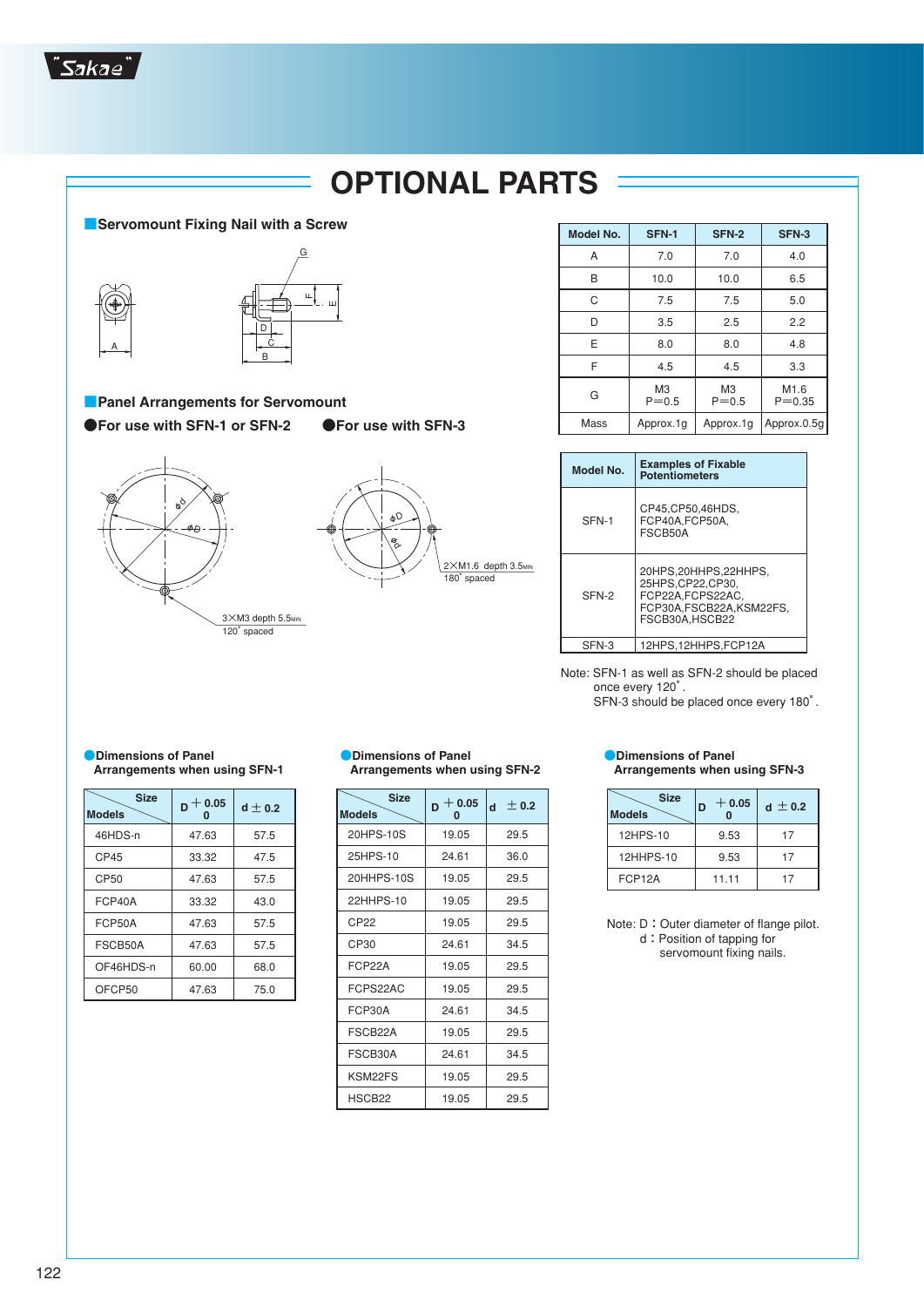# OPTIONAL PARTS

## Servomount Fixing Nail with a Screw

| Model No. | SFN-1 | SFN-2 | SFN-3 |
|---|---|---|---|
| A | 7.0 | 7.0 | 4.0 |
| B | 10.0 | 10.0 | 6.5 |
| C | 7.5 | 7.5 | 5.0 |
| D | 3.5 | 2.5 | 2.2 |
| E | 8.0 | 8.0 | 4.8 |
| F | 4.5 | 4.5 | 3.3 |
| G | M3 P=0.5 | M3 P=0.5 | M1.6 P=0.35 |
| Mass | Approx.1g | Approx.1g | Approx.0.5g |

## Panel Arrangements for Servomount

**For use with SFN-1 or SFN-2**

3×M3 depth 5.5MIN
120° spaced

**For use with SFN-3**

2×M1.6 depth 3.5MIN
180° spaced

| Model No. | Examples of Fixable Potentiometers |
|---|---|
| SFN-1 | CP45,CP50,46HDS, FCP40A,FCP50A, FSCB50A |
| SFN-2 | 20HPS,20HHPS,22HHPS, 25HPS,CP22,CP30, FCP22A,FCPS22AC, FCP30A,FSCB22A,KSM22FS, FSCB30A,HSCB22 |
| SFN-3 | 12HPS,12HHPS,FCP12A |

Note: SFN-1 as well as SFN-2 should be placed once every 120°.
SFN-3 should be placed once every 180°.

### Dimensions of Panel Arrangements when using SFN-1

| Models \ Size | D $^{+0.05}_{0}$ | d ±0.2 |
|---|---|---|
| 46HDS-n | 47.63 | 57.5 |
| CP45 | 33.32 | 47.5 |
| CP50 | 47.63 | 57.5 |
| FCP40A | 33.32 | 43.0 |
| FCP50A | 47.63 | 57.5 |
| FSCB50A | 47.63 | 57.5 |
| OF46HDS-n | 60.00 | 68.0 |
| OFCP50 | 47.63 | 75.0 |

### Dimensions of Panel Arrangements when using SFN-2

| Models \ Size | D $^{+0.05}_{0}$ | d ±0.2 |
|---|---|---|
| 20HPS-10S | 19.05 | 29.5 |
| 25HPS-10 | 24.61 | 36.0 |
| 20HHPS-10S | 19.05 | 29.5 |
| 22HHPS-10 | 19.05 | 29.5 |
| CP22 | 19.05 | 29.5 |
| CP30 | 24.61 | 34.5 |
| FCP22A | 19.05 | 29.5 |
| FCPS22AC | 19.05 | 29.5 |
| FCP30A | 24.61 | 34.5 |
| FSCB22A | 19.05 | 29.5 |
| FSCB30A | 24.61 | 34.5 |
| KSM22FS | 19.05 | 29.5 |
| HSCB22 | 19.05 | 29.5 |

### Dimensions of Panel Arrangements when using SFN-3

| Models \ Size | D $^{+0.05}_{0}$ | d ±0.2 |
|---|---|---|
| 12HPS-10 | 9.53 | 17 |
| 12HHPS-10 | 9.53 | 17 |
| FCP12A | 11.11 | 17 |

Note: D : Outer diameter of flange pilot.
d : Position of tapping for servomount fixing nails.